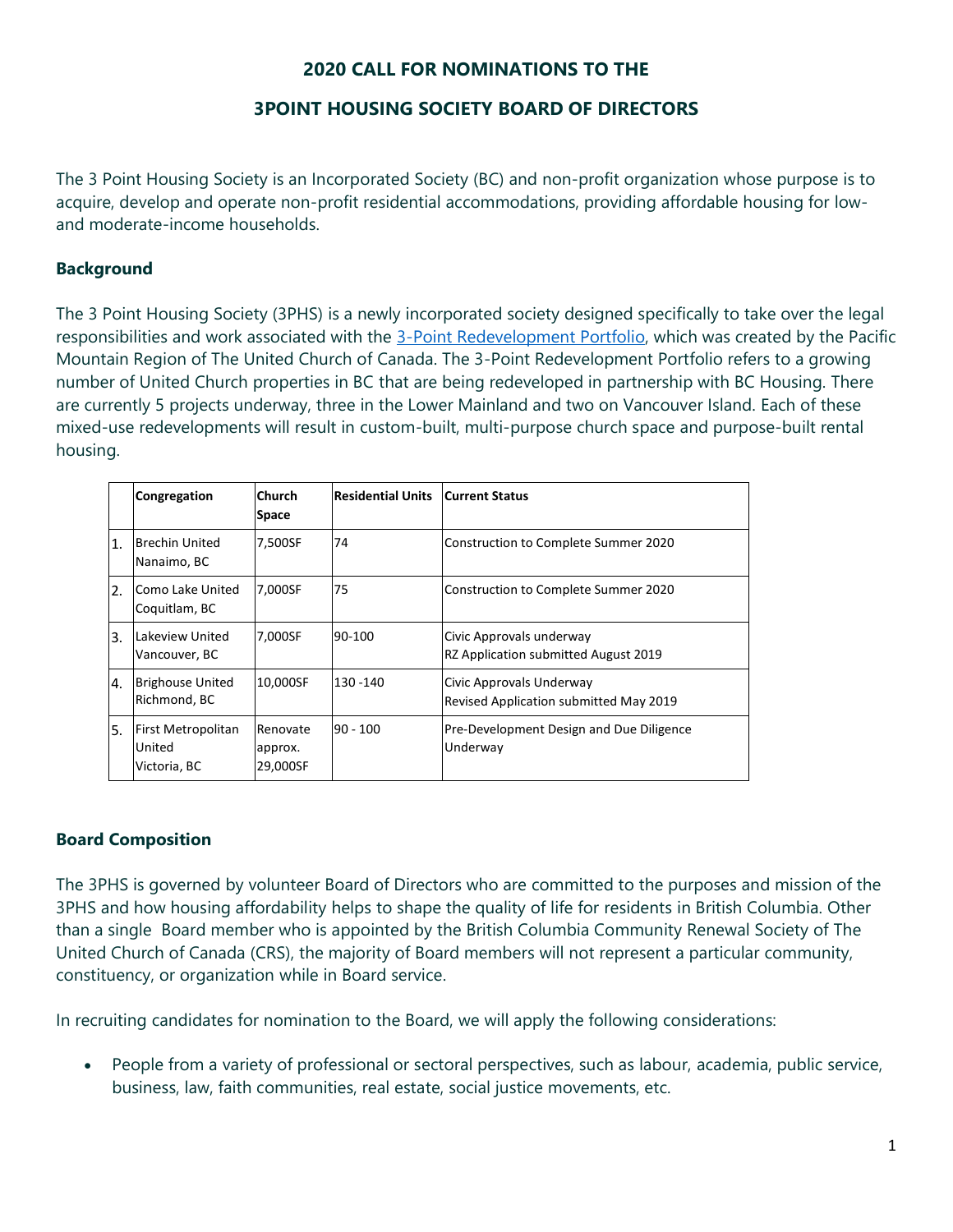## 2020 CALL FOR NOMINATIONS TO THE

## 3POINT HOUSING SOCIETY BOARD OF DIRECTORS

The 3 Point Housing Society is an Incorporated Society (BC) and non-profit organization whose purpose is to acquire, develop and operate non-profit residential accommodations, providing affordable housing for low- and moderate-income households.

### Background

The 3 Point Housing Society (3PHS) is a newly incorporated society designed specifically to take over the legal responsibilities and work associated with the 3-Point Redevelopment Portfolio, which was created by the Pacific Mountain Region of The United Church of Canada. The 3-Point Redevelopment Portfolio refers to a growing number of United Church properties in BC that are being redeveloped in partnership with BC Housing. There are currently 5 projects underway, three in the Lower Mainland and two on Vancouver Island. Each of these mixed-use redevelopments will result in custom-built, multi-purpose church space and purpose-built rental housing.

| | Congregation | Church Space | Residential Units | Current Status |
|---|---|---|---|---|
| 1. | Brechin United Nanaimo, BC | 7,500SF | 74 | Construction to Complete Summer 2020 |
| 2. | Como Lake United Coquitlam, BC | 7,000SF | 75 | Construction to Complete Summer 2020 |
| 3. | Lakeview United Vancouver, BC | 7,000SF | 90-100 | Civic Approvals underway<br>RZ Application submitted August 2019 |
| 4. | Brighouse United Richmond, BC | 10,000SF | 130 -140 | Civic Approvals Underway<br>Revised Application submitted May 2019 |
| 5. | First Metropolitan United Victoria, BC | Renovate approx. 29,000SF | 90 - 100 | Pre-Development Design and Due Diligence Underway |

### Board Composition

The 3PHS is governed by volunteer Board of Directors who are committed to the purposes and mission of the 3PHS and how housing affordability helps to shape the quality of life for residents in British Columbia. Other than a single Board member who is appointed by the British Columbia Community Renewal Society of The United Church of Canada (CRS), the majority of Board members will not represent a particular community, constituency, or organization while in Board service.

In recruiting candidates for nomination to the Board, we will apply the following considerations:

- People from a variety of professional or sectoral perspectives, such as labour, academia, public service, business, law, faith communities, real estate, social justice movements, etc.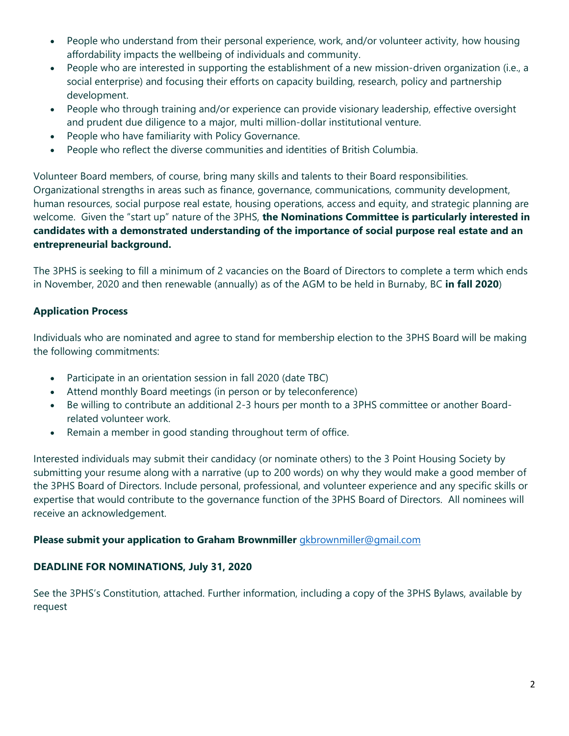- People who understand from their personal experience, work, and/or volunteer activity, how housing affordability impacts the wellbeing of individuals and community.
- People who are interested in supporting the establishment of a new mission-driven organization (i.e., a social enterprise) and focusing their efforts on capacity building, research, policy and partnership development.
- People who through training and/or experience can provide visionary leadership, effective oversight and prudent due diligence to a major, multi million-dollar institutional venture.
- People who have familiarity with Policy Governance.
- People who reflect the diverse communities and identities of British Columbia.

Volunteer Board members, of course, bring many skills and talents to their Board responsibilities. Organizational strengths in areas such as finance, governance, communications, community development, human resources, social purpose real estate, housing operations, access and equity, and strategic planning are welcome. Given the "start up" nature of the 3PHS, **the Nominations Committee is particularly interested in candidates with a demonstrated understanding of the importance of social purpose real estate and an entrepreneurial background.**

The 3PHS is seeking to fill a minimum of 2 vacancies on the Board of Directors to complete a term which ends in November, 2020 and then renewable (annually) as of the AGM to be held in Burnaby, BC **in fall 2020**)

## Application Process

Individuals who are nominated and agree to stand for membership election to the 3PHS Board will be making the following commitments:

- Participate in an orientation session in fall 2020 (date TBC)
- Attend monthly Board meetings (in person or by teleconference)
- Be willing to contribute an additional 2-3 hours per month to a 3PHS committee or another Board-related volunteer work.
- Remain a member in good standing throughout term of office.

Interested individuals may submit their candidacy (or nominate others) to the 3 Point Housing Society by submitting your resume along with a narrative (up to 200 words) on why they would make a good member of the 3PHS Board of Directors. Include personal, professional, and volunteer experience and any specific skills or expertise that would contribute to the governance function of the 3PHS Board of Directors. All nominees will receive an acknowledgement.

**Please submit your application to Graham Brownmiller** gkbrownmiller@gmail.com

**DEADLINE FOR NOMINATIONS, July 31, 2020**

See the 3PHS's Constitution, attached. Further information, including a copy of the 3PHS Bylaws, available by request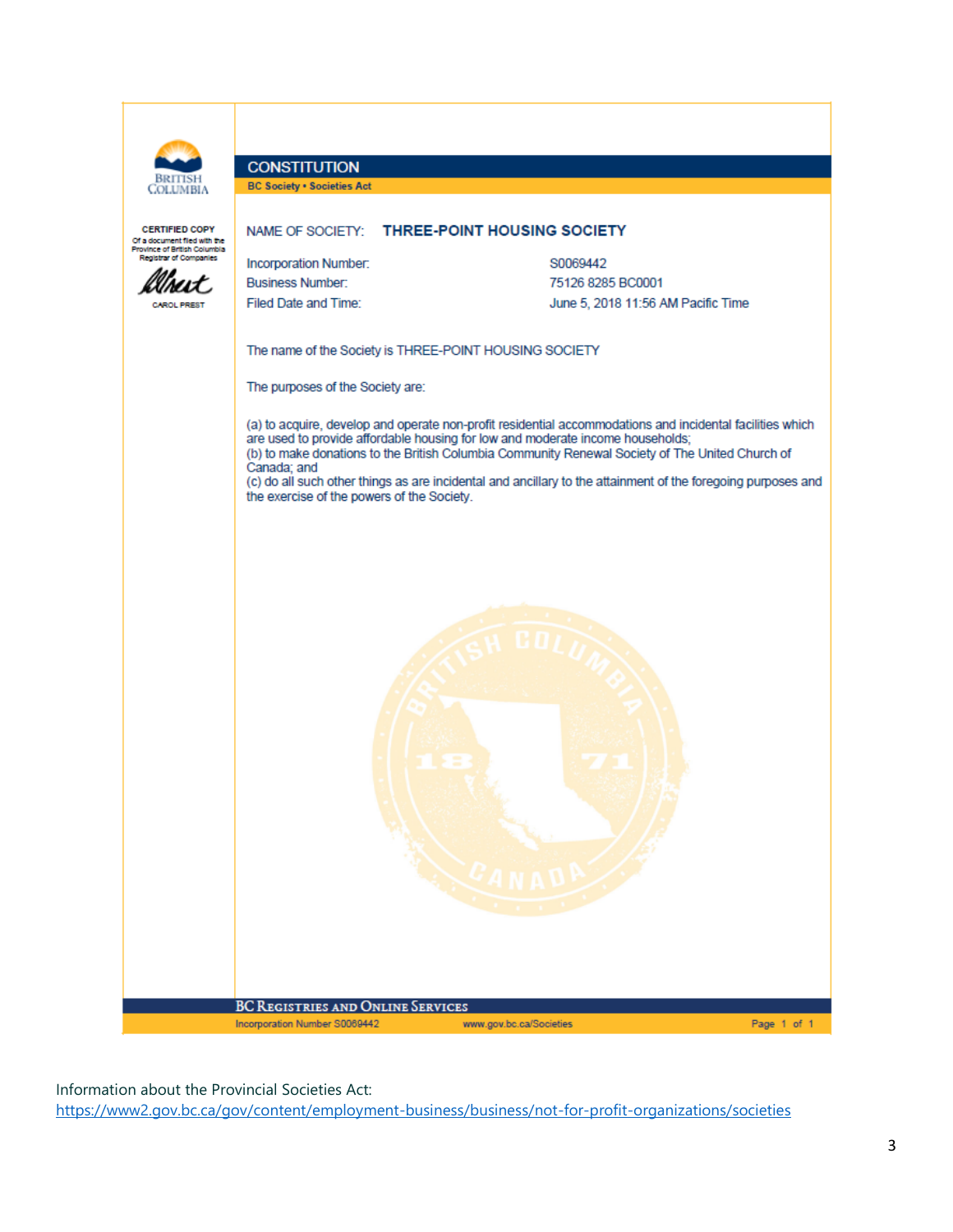CERTIFIED COPY
Of a document filed with the Province of British Columbia Registrar of Companies

CAROL PREST

# CONSTITUTION

**BC Society • Societies Act**

NAME OF SOCIETY: **THREE-POINT HOUSING SOCIETY**

| | |
|---|---|
| Incorporation Number: | S0069442 |
| Business Number: | 75126 8285 BC0001 |
| Filed Date and Time: | June 5, 2018 11:56 AM Pacific Time |

The name of the Society is THREE-POINT HOUSING SOCIETY

The purposes of the Society are:

(a) to acquire, develop and operate non-profit residential accommodations and incidental facilities which are used to provide affordable housing for low and moderate income households;
(b) to make donations to the British Columbia Community Renewal Society of The United Church of Canada; and
(c) do all such other things as are incidental and ancillary to the attainment of the foregoing purposes and the exercise of the powers of the Society.

BC REGISTRIES AND ONLINE SERVICES

Incorporation Number S0069442 www.gov.bc.ca/Societies

Information about the Provincial Societies Act:
https://www2.gov.bc.ca/gov/content/employment-business/business/not-for-profit-organizations/societies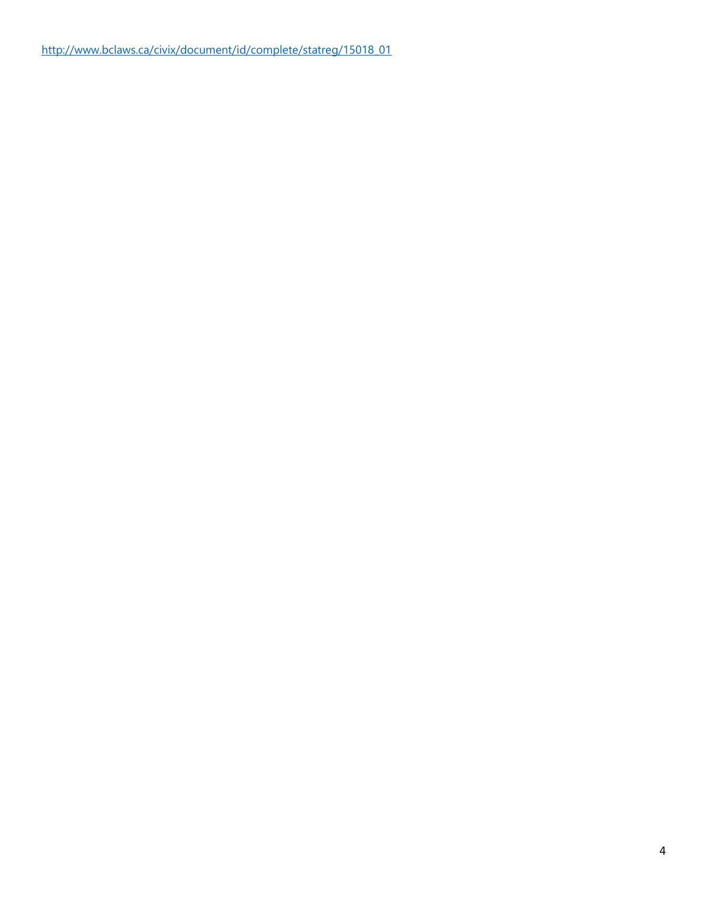http://www.bclaws.ca/civix/document/id/complete/statreg/15018_01